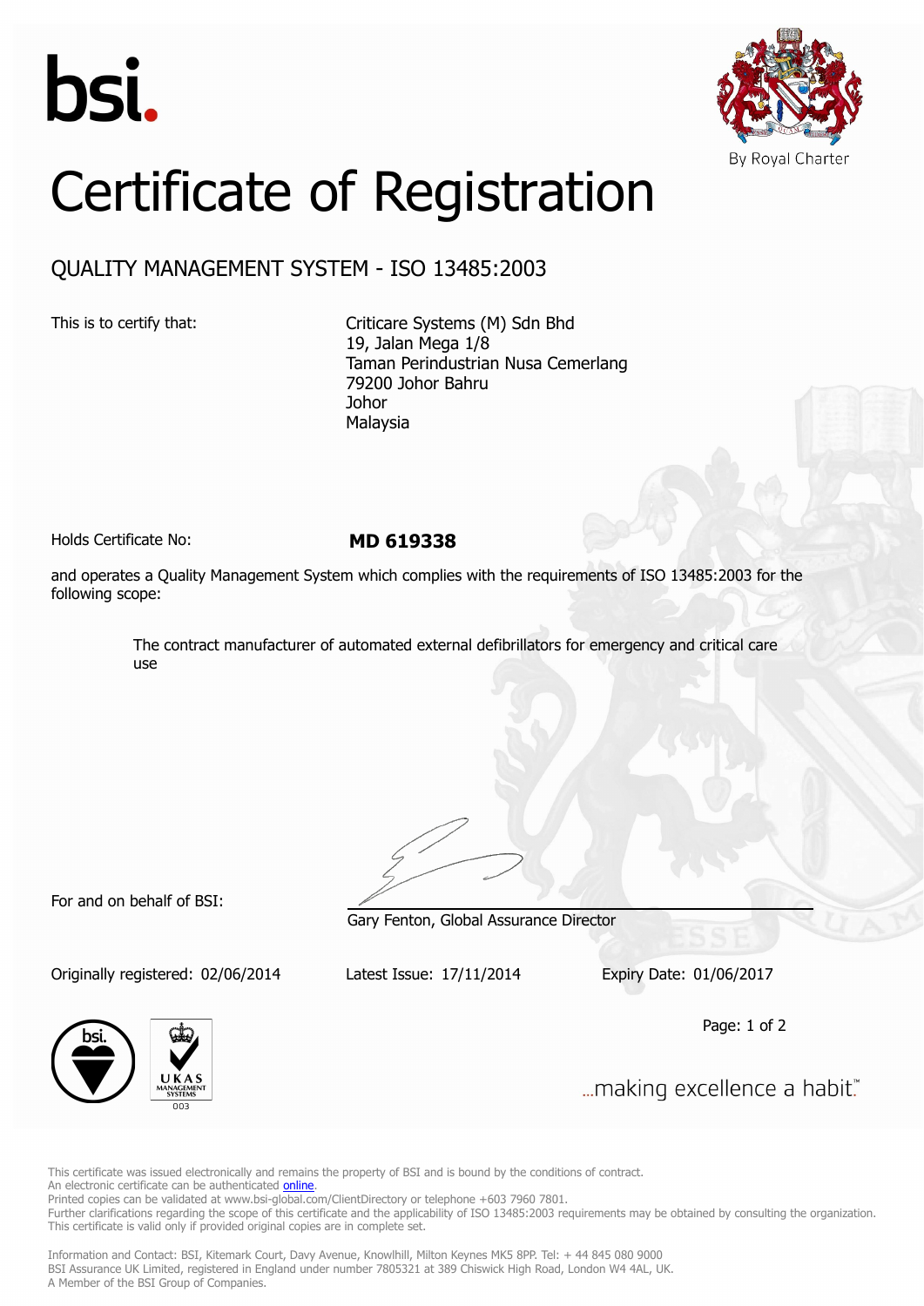bsi.

By Royal Charter

# Certificate of Registration

## QUALITY MANAGEMENT SYSTEM - ISO 13485:2003

This is to certify that:

Criticare Systems (M) Sdn Bhd
19, Jalan Mega 1/8
Taman Perindustrian Nusa Cemerlang
79200 Johor Bahru
Johor
Malaysia

Holds Certificate No: **MD 619338**

and operates a Quality Management System which complies with the requirements of ISO 13485:2003 for the following scope:

The contract manufacturer of automated external defibrillators for emergency and critical care use

For and on behalf of BSI:

Gary Fenton, Global Assurance Director

Originally registered: 02/06/2014 Latest Issue: 17/11/2014 Expiry Date: 01/06/2017

...making excellence a habit.™

This certificate was issued electronically and remains the property of BSI and is bound by the conditions of contract.
An electronic certificate can be authenticated online.
Printed copies can be validated at www.bsi-global.com/ClientDirectory or telephone +603 7960 7801.
Further clarifications regarding the scope of this certificate and the applicability of ISO 13485:2003 requirements may be obtained by consulting the organization.
This certificate is valid only if provided original copies are in complete set.

Information and Contact: BSI, Kitemark Court, Davy Avenue, Knowlhill, Milton Keynes MK5 8PP. Tel: + 44 845 080 9000
BSI Assurance UK Limited, registered in England under number 7805321 at 389 Chiswick High Road, London W4 4AL, UK.
A Member of the BSI Group of Companies.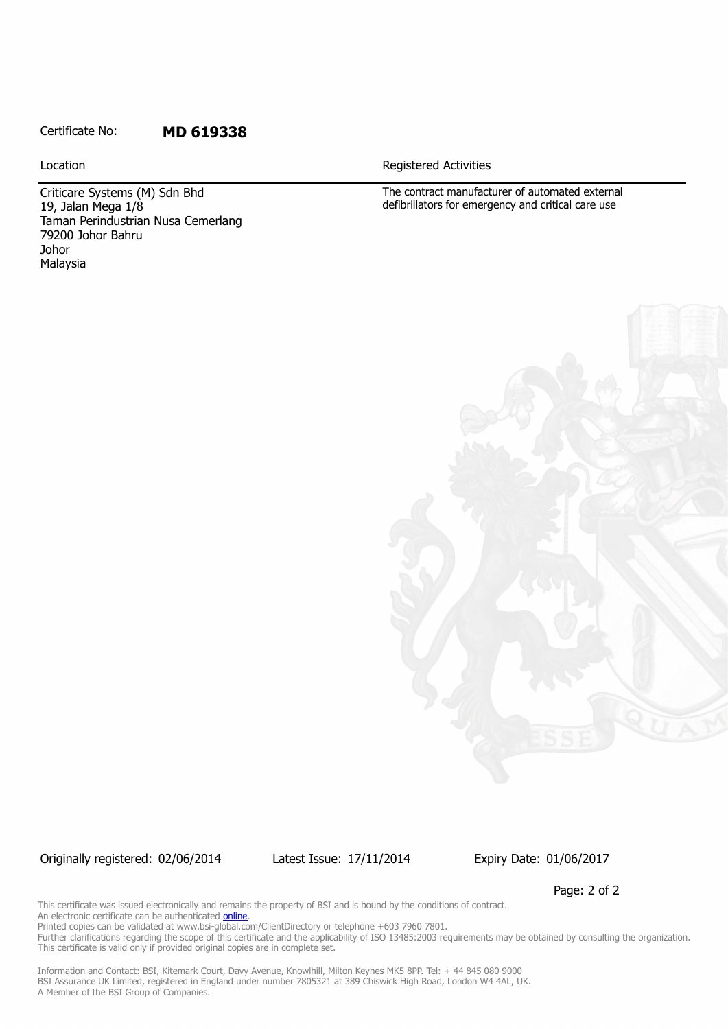Certificate No: **MD 619338**

| Location | Registered Activities |
| --- | --- |
| Criticare Systems (M) Sdn Bhd<br>19, Jalan Mega 1/8<br>Taman Perindustrian Nusa Cemerlang<br>79200 Johor Bahru<br>Johor<br>Malaysia | The contract manufacturer of automated external defibrillators for emergency and critical care use |

Originally registered: 02/06/2014 Latest Issue: 17/11/2014 Expiry Date: 01/06/2017

This certificate was issued electronically and remains the property of BSI and is bound by the conditions of contract.
An electronic certificate can be authenticated online.
Printed copies can be validated at www.bsi-global.com/ClientDirectory or telephone +603 7960 7801.
Further clarifications regarding the scope of this certificate and the applicability of ISO 13485:2003 requirements may be obtained by consulting the organization.
This certificate is valid only if provided original copies are in complete set.

Information and Contact: BSI, Kitemark Court, Davy Avenue, Knowlhill, Milton Keynes MK5 8PP. Tel: + 44 845 080 9000
BSI Assurance UK Limited, registered in England under number 7805321 at 389 Chiswick High Road, London W4 4AL, UK.
A Member of the BSI Group of Companies.